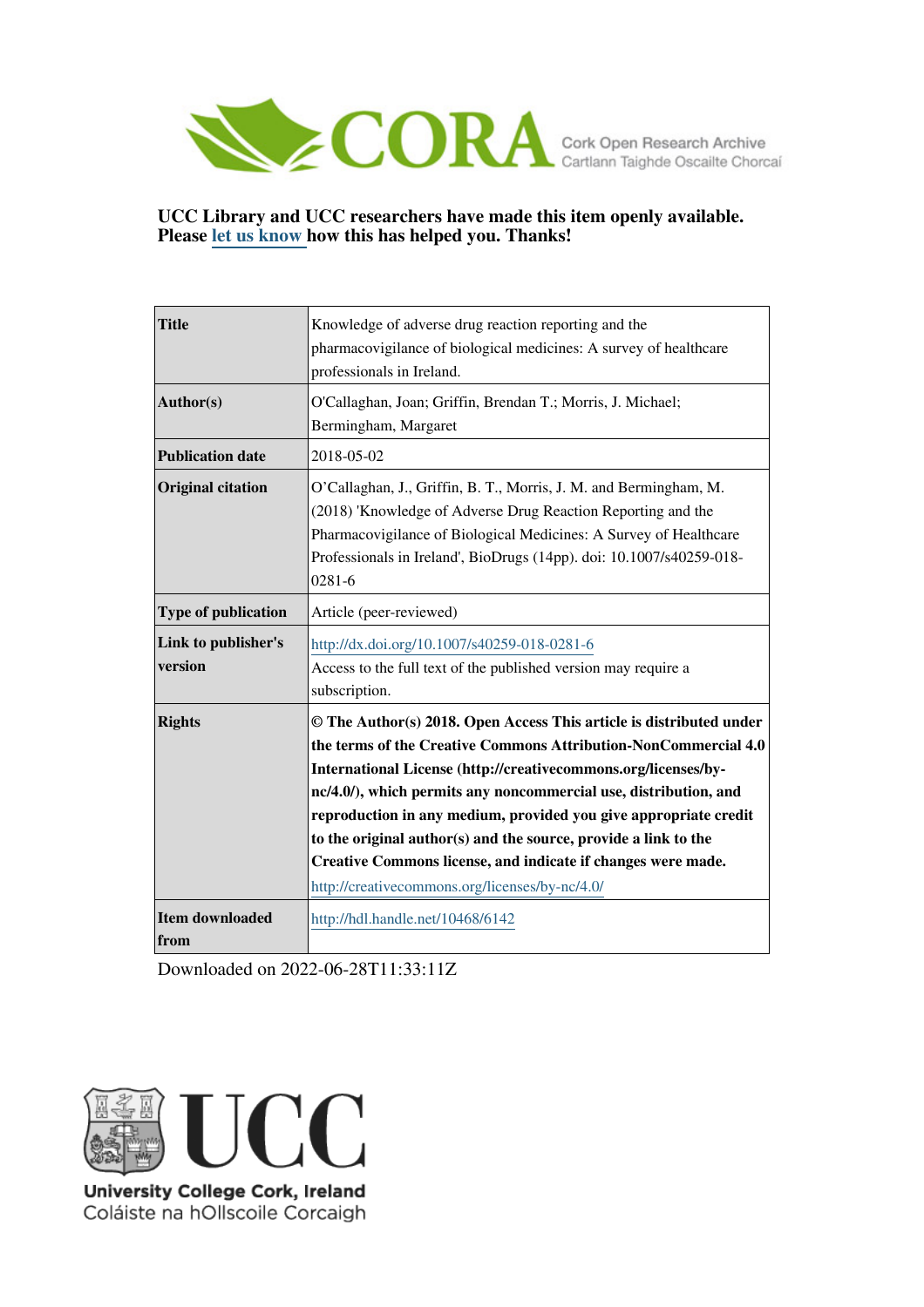CORA Cork Open Research Archive
Cartlann Taighde Oscailte Chorcaí

**UCC Library and UCC researchers have made this item openly available. Please let us know how this has helped you. Thanks!**

| | |
|---|---|
| **Title** | Knowledge of adverse drug reaction reporting and the pharmacovigilance of biological medicines: A survey of healthcare professionals in Ireland. |
| **Author(s)** | O'Callaghan, Joan; Griffin, Brendan T.; Morris, J. Michael; Bermingham, Margaret |
| **Publication date** | 2018-05-02 |
| **Original citation** | O'Callaghan, J., Griffin, B. T., Morris, J. M. and Bermingham, M. (2018) 'Knowledge of Adverse Drug Reaction Reporting and the Pharmacovigilance of Biological Medicines: A Survey of Healthcare Professionals in Ireland', BioDrugs (14pp). doi: 10.1007/s40259-018-0281-6 |
| **Type of publication** | Article (peer-reviewed) |
| **Link to publisher's version** | http://dx.doi.org/10.1007/s40259-018-0281-6 Access to the full text of the published version may require a subscription. |
| **Rights** | **© The Author(s) 2018. Open Access This article is distributed under the terms of the Creative Commons Attribution-NonCommercial 4.0 International License (http://creativecommons.org/licenses/by-nc/4.0/), which permits any noncommercial use, distribution, and reproduction in any medium, provided you give appropriate credit to the original author(s) and the source, provide a link to the Creative Commons license, and indicate if changes were made.** http://creativecommons.org/licenses/by-nc/4.0/ |
| **Item downloaded from** | http://hdl.handle.net/10468/6142 |

Downloaded on 2022-06-28T11:33:11Z

UCC
University College Cork, Ireland
Coláiste na hOllscoile Corcaigh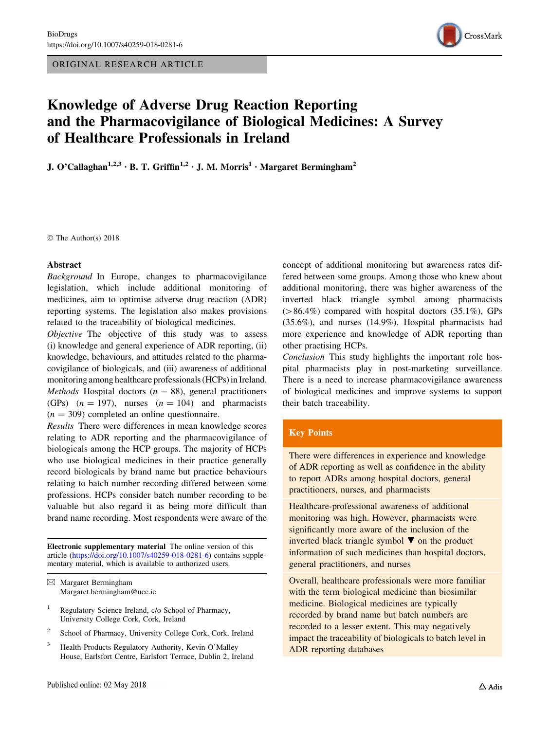ORIGINAL RESEARCH ARTICLE

# Knowledge of Adverse Drug Reaction Reporting and the Pharmacovigilance of Biological Medicines: A Survey of Healthcare Professionals in Ireland

**J. O'Callaghan[1,2,3] · B. T. Griffin[1,2] · J. M. Morris[1] · Margaret Bermingham[2]**

© The Author(s) 2018

## Abstract

*Background* In Europe, changes to pharmacovigilance legislation, which include additional monitoring of medicines, aim to optimise adverse drug reaction (ADR) reporting systems. The legislation also makes provisions related to the traceability of biological medicines.

*Objective* The objective of this study was to assess (i) knowledge and general experience of ADR reporting, (ii) knowledge, behaviours, and attitudes related to the pharmacovigilance of biologicals, and (iii) awareness of additional monitoring among healthcare professionals (HCPs) in Ireland.

*Methods* Hospital doctors ($n = 88$), general practitioners (GPs) ($n = 197$), nurses ($n = 104$) and pharmacists ($n = 309$) completed an online questionnaire.

*Results* There were differences in mean knowledge scores relating to ADR reporting and the pharmacovigilance of biologicals among the HCP groups. The majority of HCPs who use biological medicines in their practice generally record biologicals by brand name but practice behaviours relating to batch number recording differed between some professions. HCPs consider batch number recording to be valuable but also regard it as being more difficult than brand name recording. Most respondents were aware of the concept of additional monitoring but awareness rates differed between some groups. Among those who knew about additional monitoring, there was higher awareness of the inverted black triangle symbol among pharmacists (> 86.4%) compared with hospital doctors (35.1%), GPs (35.6%), and nurses (14.9%). Hospital pharmacists had more experience and knowledge of ADR reporting than other practising HCPs.

*Conclusion* This study highlights the important role hospital pharmacists play in post-marketing surveillance. There is a need to increase pharmacovigilance awareness of biological medicines and improve systems to support their batch traceability.

**Key Points**

There were differences in experience and knowledge of ADR reporting as well as confidence in the ability to report ADRs among hospital doctors, general practitioners, nurses, and pharmacists

Healthcare-professional awareness of additional monitoring was high. However, pharmacists were significantly more aware of the inclusion of the inverted black triangle symbol ▼ on the product information of such medicines than hospital doctors, general practitioners, and nurses

Overall, healthcare professionals were more familiar with the term biological medicine than biosimilar medicine. Biological medicines are typically recorded by brand name but batch numbers are recorded to a lesser extent. This may negatively impact the traceability of biologicals to batch level in ADR reporting databases

**Electronic supplementary material** The online version of this article (https://doi.org/10.1007/s40259-018-0281-6) contains supplementary material, which is available to authorized users.

✉ Margaret Bermingham
Margaret.bermingham@ucc.ie

[1] Regulatory Science Ireland, c/o School of Pharmacy, University College Cork, Cork, Ireland

[2] School of Pharmacy, University College Cork, Cork, Ireland

[3] Health Products Regulatory Authority, Kevin O'Malley House, Earlsfort Centre, Earlsfort Terrace, Dublin 2, Ireland

Published online: 02 May 2018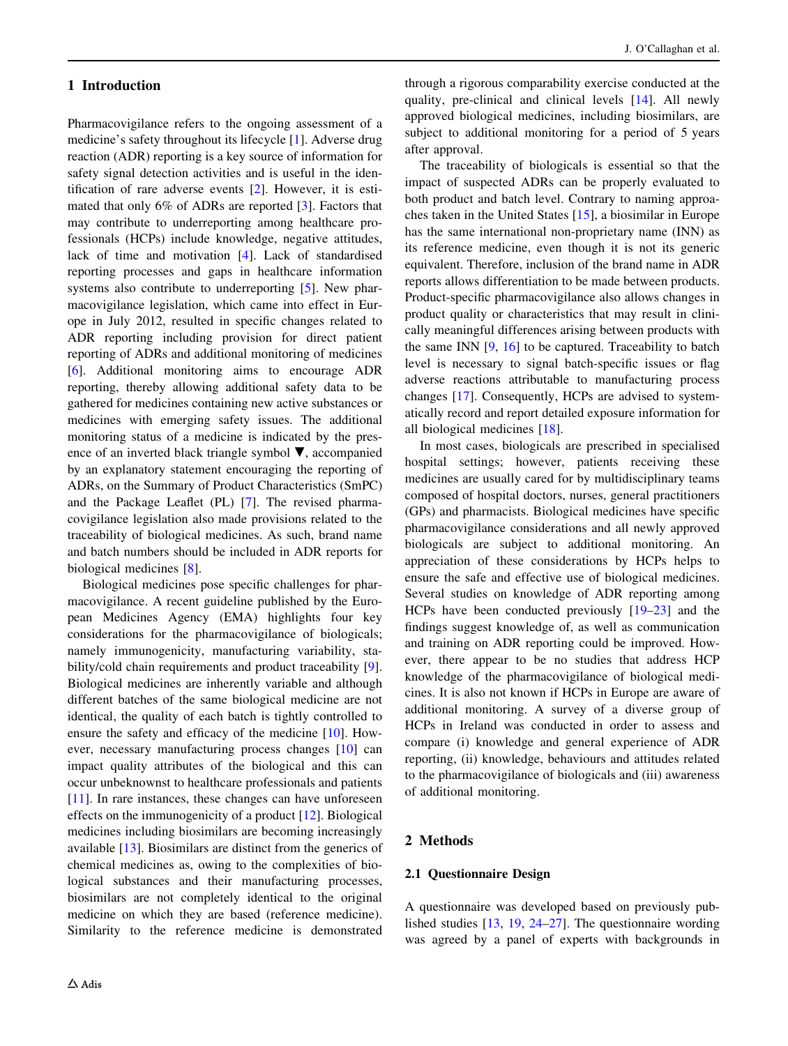## 1 Introduction

Pharmacovigilance refers to the ongoing assessment of a medicine's safety throughout its lifecycle [1]. Adverse drug reaction (ADR) reporting is a key source of information for safety signal detection activities and is useful in the identification of rare adverse events [2]. However, it is estimated that only 6% of ADRs are reported [3]. Factors that may contribute to underreporting among healthcare professionals (HCPs) include knowledge, negative attitudes, lack of time and motivation [4]. Lack of standardised reporting processes and gaps in healthcare information systems also contribute to underreporting [5]. New pharmacovigilance legislation, which came into effect in Europe in July 2012, resulted in specific changes related to ADR reporting including provision for direct patient reporting of ADRs and additional monitoring of medicines [6]. Additional monitoring aims to encourage ADR reporting, thereby allowing additional safety data to be gathered for medicines containing new active substances or medicines with emerging safety issues. The additional monitoring status of a medicine is indicated by the presence of an inverted black triangle symbol ▼, accompanied by an explanatory statement encouraging the reporting of ADRs, on the Summary of Product Characteristics (SmPC) and the Package Leaflet (PL) [7]. The revised pharmacovigilance legislation also made provisions related to the traceability of biological medicines. As such, brand name and batch numbers should be included in ADR reports for biological medicines [8].

Biological medicines pose specific challenges for pharmacovigilance. A recent guideline published by the European Medicines Agency (EMA) highlights four key considerations for the pharmacovigilance of biologicals; namely immunogenicity, manufacturing variability, stability/cold chain requirements and product traceability [9]. Biological medicines are inherently variable and although different batches of the same biological medicine are not identical, the quality of each batch is tightly controlled to ensure the safety and efficacy of the medicine [10]. However, necessary manufacturing process changes [10] can impact quality attributes of the biological and this can occur unbeknownst to healthcare professionals and patients [11]. In rare instances, these changes can have unforeseen effects on the immunogenicity of a product [12]. Biological medicines including biosimilars are becoming increasingly available [13]. Biosimilars are distinct from the generics of chemical medicines as, owing to the complexities of biological substances and their manufacturing processes, biosimilars are not completely identical to the original medicine on which they are based (reference medicine). Similarity to the reference medicine is demonstrated through a rigorous comparability exercise conducted at the quality, pre-clinical and clinical levels [14]. All newly approved biological medicines, including biosimilars, are subject to additional monitoring for a period of 5 years after approval.

The traceability of biologicals is essential so that the impact of suspected ADRs can be properly evaluated to both product and batch level. Contrary to naming approaches taken in the United States [15], a biosimilar in Europe has the same international non-proprietary name (INN) as its reference medicine, even though it is not its generic equivalent. Therefore, inclusion of the brand name in ADR reports allows differentiation to be made between products. Product-specific pharmacovigilance also allows changes in product quality or characteristics that may result in clinically meaningful differences arising between products with the same INN [9, 16] to be captured. Traceability to batch level is necessary to signal batch-specific issues or flag adverse reactions attributable to manufacturing process changes [17]. Consequently, HCPs are advised to systematically record and report detailed exposure information for all biological medicines [18].

In most cases, biologicals are prescribed in specialised hospital settings; however, patients receiving these medicines are usually cared for by multidisciplinary teams composed of hospital doctors, nurses, general practitioners (GPs) and pharmacists. Biological medicines have specific pharmacovigilance considerations and all newly approved biologicals are subject to additional monitoring. An appreciation of these considerations by HCPs helps to ensure the safe and effective use of biological medicines. Several studies on knowledge of ADR reporting among HCPs have been conducted previously [19–23] and the findings suggest knowledge of, as well as communication and training on ADR reporting could be improved. However, there appear to be no studies that address HCP knowledge of the pharmacovigilance of biological medicines. It is also not known if HCPs in Europe are aware of additional monitoring. A survey of a diverse group of HCPs in Ireland was conducted in order to assess and compare (i) knowledge and general experience of ADR reporting, (ii) knowledge, behaviours and attitudes related to the pharmacovigilance of biologicals and (iii) awareness of additional monitoring.

## 2 Methods

### 2.1 Questionnaire Design

A questionnaire was developed based on previously published studies [13, 19, 24–27]. The questionnaire wording was agreed by a panel of experts with backgrounds in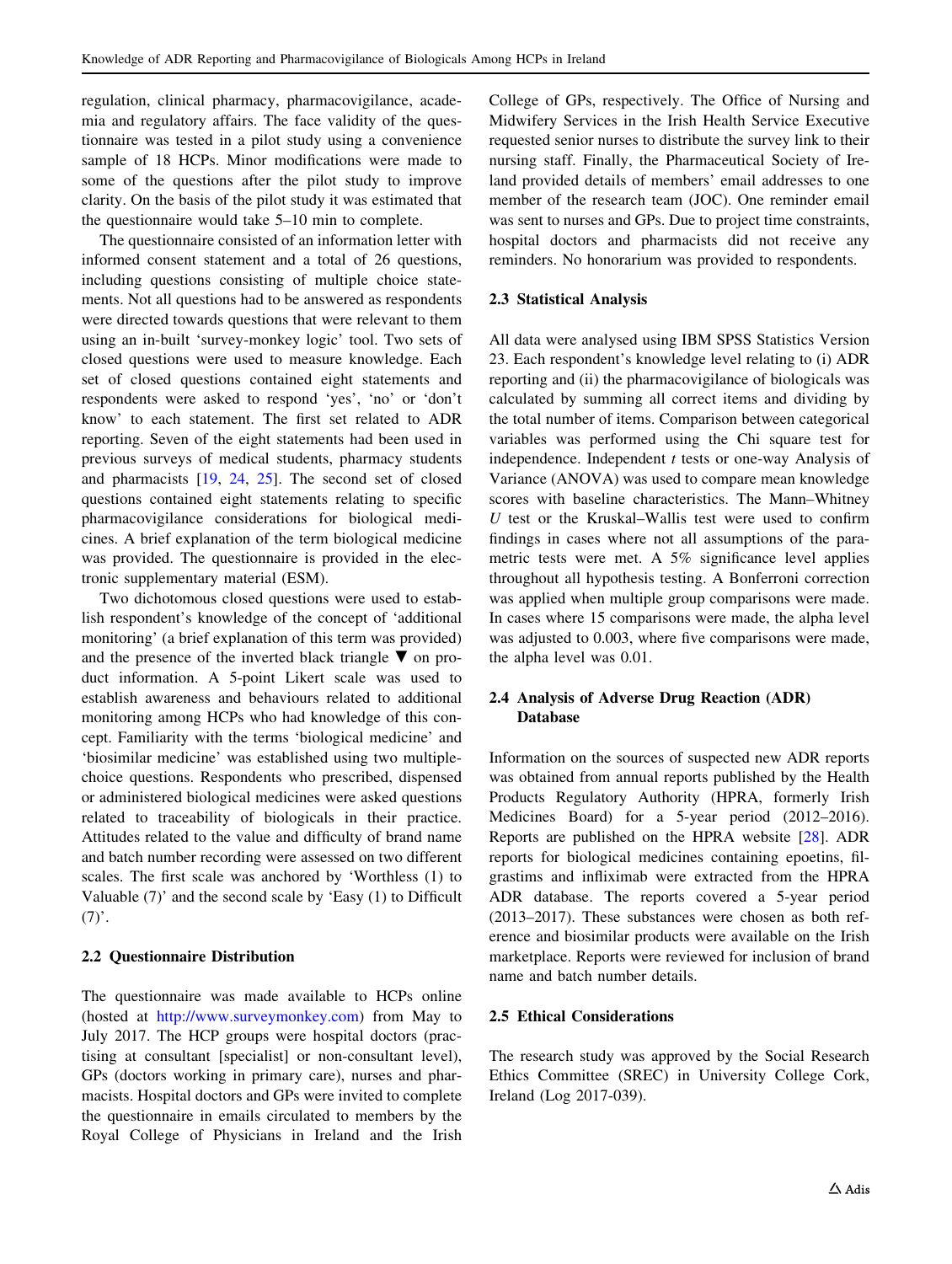regulation, clinical pharmacy, pharmacovigilance, academia and regulatory affairs. The face validity of the questionnaire was tested in a pilot study using a convenience sample of 18 HCPs. Minor modifications were made to some of the questions after the pilot study to improve clarity. On the basis of the pilot study it was estimated that the questionnaire would take 5–10 min to complete.

The questionnaire consisted of an information letter with informed consent statement and a total of 26 questions, including questions consisting of multiple choice statements. Not all questions had to be answered as respondents were directed towards questions that were relevant to them using an in-built 'survey-monkey logic' tool. Two sets of closed questions were used to measure knowledge. Each set of closed questions contained eight statements and respondents were asked to respond 'yes', 'no' or 'don't know' to each statement. The first set related to ADR reporting. Seven of the eight statements had been used in previous surveys of medical students, pharmacy students and pharmacists [19, 24, 25]. The second set of closed questions contained eight statements relating to specific pharmacovigilance considerations for biological medicines. A brief explanation of the term biological medicine was provided. The questionnaire is provided in the electronic supplementary material (ESM).

Two dichotomous closed questions were used to establish respondent's knowledge of the concept of 'additional monitoring' (a brief explanation of this term was provided) and the presence of the inverted black triangle ▼ on product information. A 5-point Likert scale was used to establish awareness and behaviours related to additional monitoring among HCPs who had knowledge of this concept. Familiarity with the terms 'biological medicine' and 'biosimilar medicine' was established using two multiple-choice questions. Respondents who prescribed, dispensed or administered biological medicines were asked questions related to traceability of biologicals in their practice. Attitudes related to the value and difficulty of brand name and batch number recording were assessed on two different scales. The first scale was anchored by 'Worthless (1) to Valuable (7)' and the second scale by 'Easy (1) to Difficult (7)'.

### 2.2 Questionnaire Distribution

The questionnaire was made available to HCPs online (hosted at http://www.surveymonkey.com) from May to July 2017. The HCP groups were hospital doctors (practising at consultant [specialist] or non-consultant level), GPs (doctors working in primary care), nurses and pharmacists. Hospital doctors and GPs were invited to complete the questionnaire in emails circulated to members by the Royal College of Physicians in Ireland and the Irish College of GPs, respectively. The Office of Nursing and Midwifery Services in the Irish Health Service Executive requested senior nurses to distribute the survey link to their nursing staff. Finally, the Pharmaceutical Society of Ireland provided details of members' email addresses to one member of the research team (JOC). One reminder email was sent to nurses and GPs. Due to project time constraints, hospital doctors and pharmacists did not receive any reminders. No honorarium was provided to respondents.

### 2.3 Statistical Analysis

All data were analysed using IBM SPSS Statistics Version 23. Each respondent's knowledge level relating to (i) ADR reporting and (ii) the pharmacovigilance of biologicals was calculated by summing all correct items and dividing by the total number of items. Comparison between categorical variables was performed using the Chi square test for independence. Independent *t* tests or one-way Analysis of Variance (ANOVA) was used to compare mean knowledge scores with baseline characteristics. The Mann–Whitney *U* test or the Kruskal–Wallis test were used to confirm findings in cases where not all assumptions of the parametric tests were met. A 5% significance level applies throughout all hypothesis testing. A Bonferroni correction was applied when multiple group comparisons were made. In cases where 15 comparisons were made, the alpha level was adjusted to 0.003, where five comparisons were made, the alpha level was 0.01.

### 2.4 Analysis of Adverse Drug Reaction (ADR) Database

Information on the sources of suspected new ADR reports was obtained from annual reports published by the Health Products Regulatory Authority (HPRA, formerly Irish Medicines Board) for a 5-year period (2012–2016). Reports are published on the HPRA website [28]. ADR reports for biological medicines containing epoetins, filgrastims and infliximab were extracted from the HPRA ADR database. The reports covered a 5-year period (2013–2017). These substances were chosen as both reference and biosimilar products were available on the Irish marketplace. Reports were reviewed for inclusion of brand name and batch number details.

### 2.5 Ethical Considerations

The research study was approved by the Social Research Ethics Committee (SREC) in University College Cork, Ireland (Log 2017-039).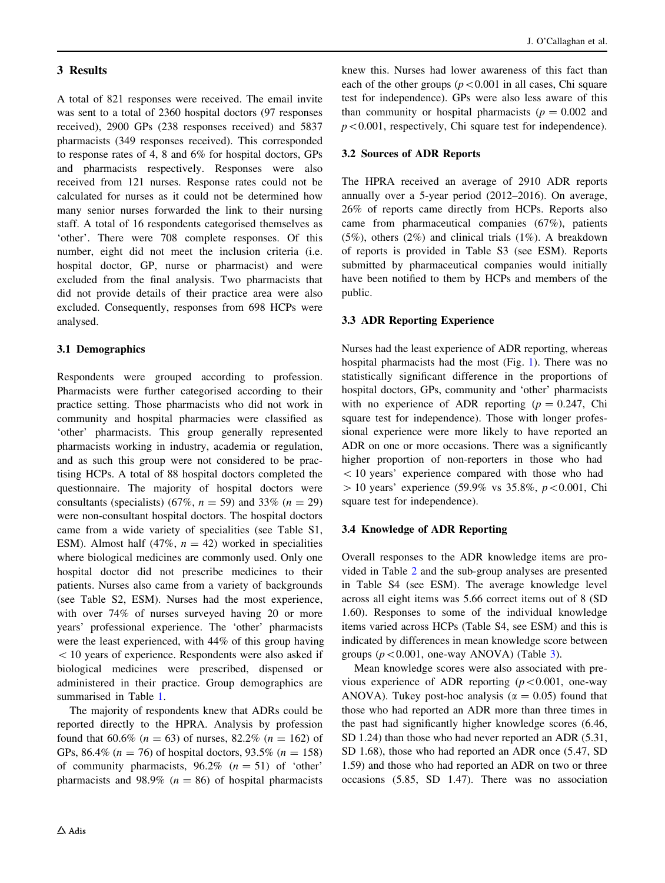## 3 Results

A total of 821 responses were received. The email invite was sent to a total of 2360 hospital doctors (97 responses received), 2900 GPs (238 responses received) and 5837 pharmacists (349 responses received). This corresponded to response rates of 4, 8 and 6% for hospital doctors, GPs and pharmacists respectively. Responses were also received from 121 nurses. Response rates could not be calculated for nurses as it could not be determined how many senior nurses forwarded the link to their nursing staff. A total of 16 respondents categorised themselves as 'other'. There were 708 complete responses. Of this number, eight did not meet the inclusion criteria (i.e. hospital doctor, GP, nurse or pharmacist) and were excluded from the final analysis. Two pharmacists that did not provide details of their practice area were also excluded. Consequently, responses from 698 HCPs were analysed.

### 3.1 Demographics

Respondents were grouped according to profession. Pharmacists were further categorised according to their practice setting. Those pharmacists who did not work in community and hospital pharmacies were classified as 'other' pharmacists. This group generally represented pharmacists working in industry, academia or regulation, and as such this group were not considered to be practising HCPs. A total of 88 hospital doctors completed the questionnaire. The majority of hospital doctors were consultants (specialists) (67%, $n = 59$) and 33% ($n = 29$) were non-consultant hospital doctors. The hospital doctors came from a wide variety of specialities (see Table S1, ESM). Almost half (47%, $n = 42$) worked in specialities where biological medicines are commonly used. Only one hospital doctor did not prescribe medicines to their patients. Nurses also came from a variety of backgrounds (see Table S2, ESM). Nurses had the most experience, with over 74% of nurses surveyed having 20 or more years' professional experience. The 'other' pharmacists were the least experienced, with 44% of this group having $< 10$ years of experience. Respondents were also asked if biological medicines were prescribed, dispensed or administered in their practice. Group demographics are summarised in Table 1.

The majority of respondents knew that ADRs could be reported directly to the HPRA. Analysis by profession found that 60.6% ($n = 63$) of nurses, 82.2% ($n = 162$) of GPs, 86.4% ($n = 76$) of hospital doctors, 93.5% ($n = 158$) of community pharmacists, 96.2% ($n = 51$) of 'other' pharmacists and 98.9% ($n = 86$) of hospital pharmacists knew this. Nurses had lower awareness of this fact than each of the other groups ($p < 0.001$ in all cases, Chi square test for independence). GPs were also less aware of this than community or hospital pharmacists ($p = 0.002$ and $p < 0.001$, respectively, Chi square test for independence).

### 3.2 Sources of ADR Reports

The HPRA received an average of 2910 ADR reports annually over a 5-year period (2012–2016). On average, 26% of reports came directly from HCPs. Reports also came from pharmaceutical companies (67%), patients (5%), others (2%) and clinical trials (1%). A breakdown of reports is provided in Table S3 (see ESM). Reports submitted by pharmaceutical companies would initially have been notified to them by HCPs and members of the public.

### 3.3 ADR Reporting Experience

Nurses had the least experience of ADR reporting, whereas hospital pharmacists had the most (Fig. 1). There was no statistically significant difference in the proportions of hospital doctors, GPs, community and 'other' pharmacists with no experience of ADR reporting ($p = 0.247$, Chi square test for independence). Those with longer professional experience were more likely to have reported an ADR on one or more occasions. There was a significantly higher proportion of non-reporters in those who had $< 10$ years' experience compared with those who had $> 10$ years' experience (59.9% vs 35.8%, $p < 0.001$, Chi square test for independence).

### 3.4 Knowledge of ADR Reporting

Overall responses to the ADR knowledge items are provided in Table 2 and the sub-group analyses are presented in Table S4 (see ESM). The average knowledge level across all eight items was 5.66 correct items out of 8 (SD 1.60). Responses to some of the individual knowledge items varied across HCPs (Table S4, see ESM) and this is indicated by differences in mean knowledge score between groups ($p < 0.001$, one-way ANOVA) (Table 3).

Mean knowledge scores were also associated with previous experience of ADR reporting ($p < 0.001$, one-way ANOVA). Tukey post-hoc analysis ($\alpha = 0.05$) found that those who had reported an ADR more than three times in the past had significantly higher knowledge scores (6.46, SD 1.24) than those who had never reported an ADR (5.31, SD 1.68), those who had reported an ADR once (5.47, SD 1.59) and those who had reported an ADR on two or three occasions (5.85, SD 1.47). There was no association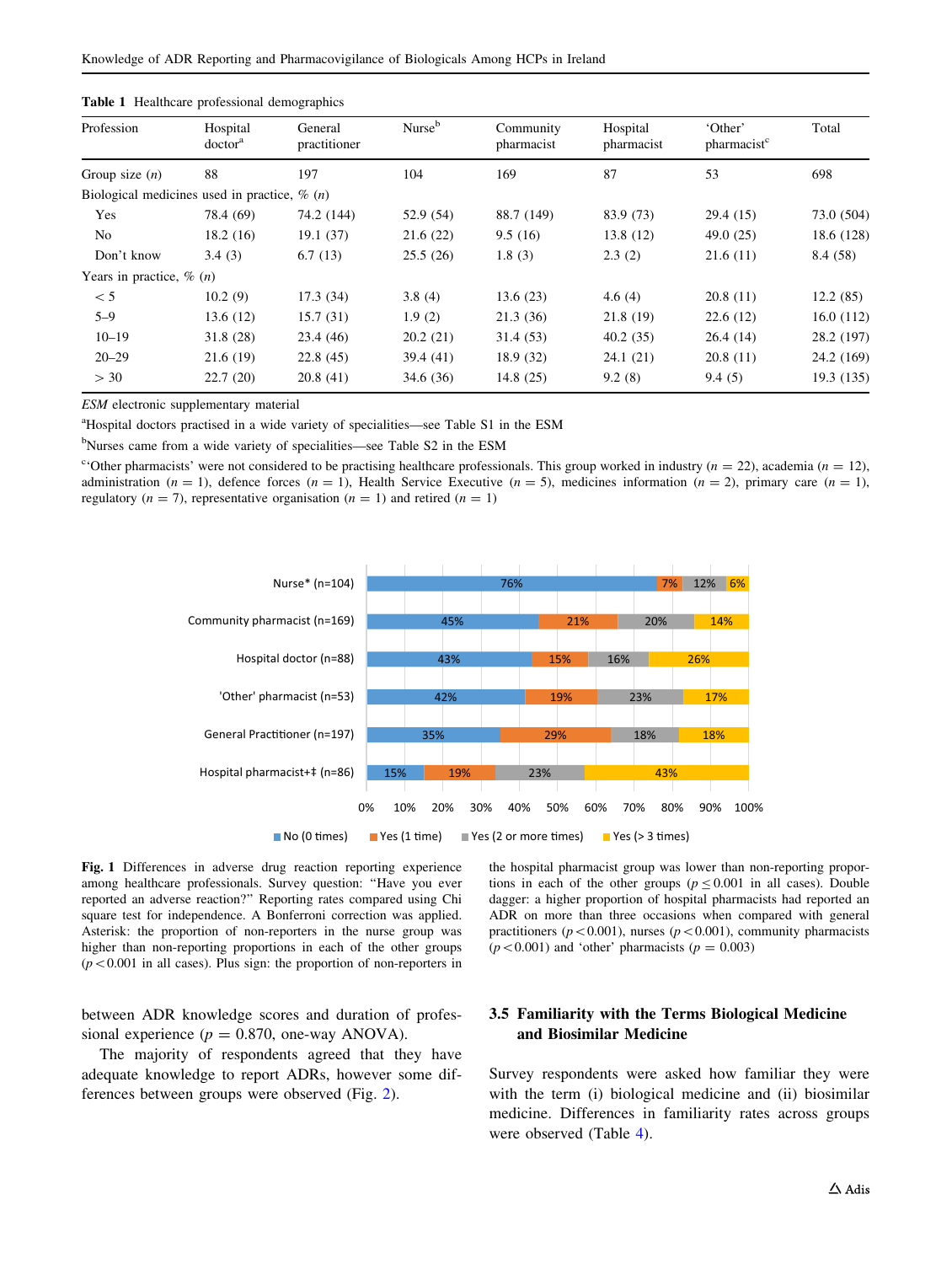**Table 1** Healthcare professional demographics

| Profession | Hospital doctor[a] | General practitioner | Nurse[b] | Community pharmacist | Hospital pharmacist | 'Other' pharmacist[c] | Total |
|---|---|---|---|---|---|---|---|
| Group size (*n*) | 88 | 197 | 104 | 169 | 87 | 53 | 698 |
| Biological medicines used in practice, % (*n*) | | | | | | | |
| Yes | 78.4 (69) | 74.2 (144) | 52.9 (54) | 88.7 (149) | 83.9 (73) | 29.4 (15) | 73.0 (504) |
| No | 18.2 (16) | 19.1 (37) | 21.6 (22) | 9.5 (16) | 13.8 (12) | 49.0 (25) | 18.6 (128) |
| Don't know | 3.4 (3) | 6.7 (13) | 25.5 (26) | 1.8 (3) | 2.3 (2) | 21.6 (11) | 8.4 (58) |
| Years in practice, % (*n*) | | | | | | | |
| < 5 | 10.2 (9) | 17.3 (34) | 3.8 (4) | 13.6 (23) | 4.6 (4) | 20.8 (11) | 12.2 (85) |
| 5–9 | 13.6 (12) | 15.7 (31) | 1.9 (2) | 21.3 (36) | 21.8 (19) | 22.6 (12) | 16.0 (112) |
| 10–19 | 31.8 (28) | 23.4 (46) | 20.2 (21) | 31.4 (53) | 40.2 (35) | 26.4 (14) | 28.2 (197) |
| 20–29 | 21.6 (19) | 22.8 (45) | 39.4 (41) | 18.9 (32) | 24.1 (21) | 20.8 (11) | 24.2 (169) |
| > 30 | 22.7 (20) | 20.8 (41) | 34.6 (36) | 14.8 (25) | 9.2 (8) | 9.4 (5) | 19.3 (135) |

*ESM* electronic supplementary material

[a]Hospital doctors practised in a wide variety of specialities—see Table S1 in the ESM

[b]Nurses came from a wide variety of specialities—see Table S2 in the ESM

[c]'Other pharmacists' were not considered to be practising healthcare professionals. This group worked in industry ($n = 22$), academia ($n = 12$), administration ($n = 1$), defence forces ($n = 1$), Health Service Executive ($n = 5$), medicines information ($n = 2$), primary care ($n = 1$), regulatory ($n = 7$), representative organisation ($n = 1$) and retired ($n = 1$)

**Fig. 1** Differences in adverse drug reaction reporting experience among healthcare professionals. Survey question: "Have you ever reported an adverse reaction?" Reporting rates compared using Chi square test for independence. A Bonferroni correction was applied. Asterisk: the proportion of non-reporters in the nurse group was higher than non-reporting proportions in each of the other groups ($p < 0.001$ in all cases). Plus sign: the proportion of non-reporters in the hospital pharmacist group was lower than non-reporting proportions in each of the other groups ($p \leq 0.001$ in all cases). Double dagger: a higher proportion of hospital pharmacists had reported an ADR on more than three occasions when compared with general practitioners ($p < 0.001$), nurses ($p < 0.001$), community pharmacists ($p < 0.001$) and 'other' pharmacists ($p = 0.003$)

between ADR knowledge scores and duration of professional experience ($p = 0.870$, one-way ANOVA).

The majority of respondents agreed that they have adequate knowledge to report ADRs, however some differences between groups were observed (Fig. 2).

## 3.5 Familiarity with the Terms Biological Medicine and Biosimilar Medicine

Survey respondents were asked how familiar they were with the term (i) biological medicine and (ii) biosimilar medicine. Differences in familiarity rates across groups were observed (Table 4).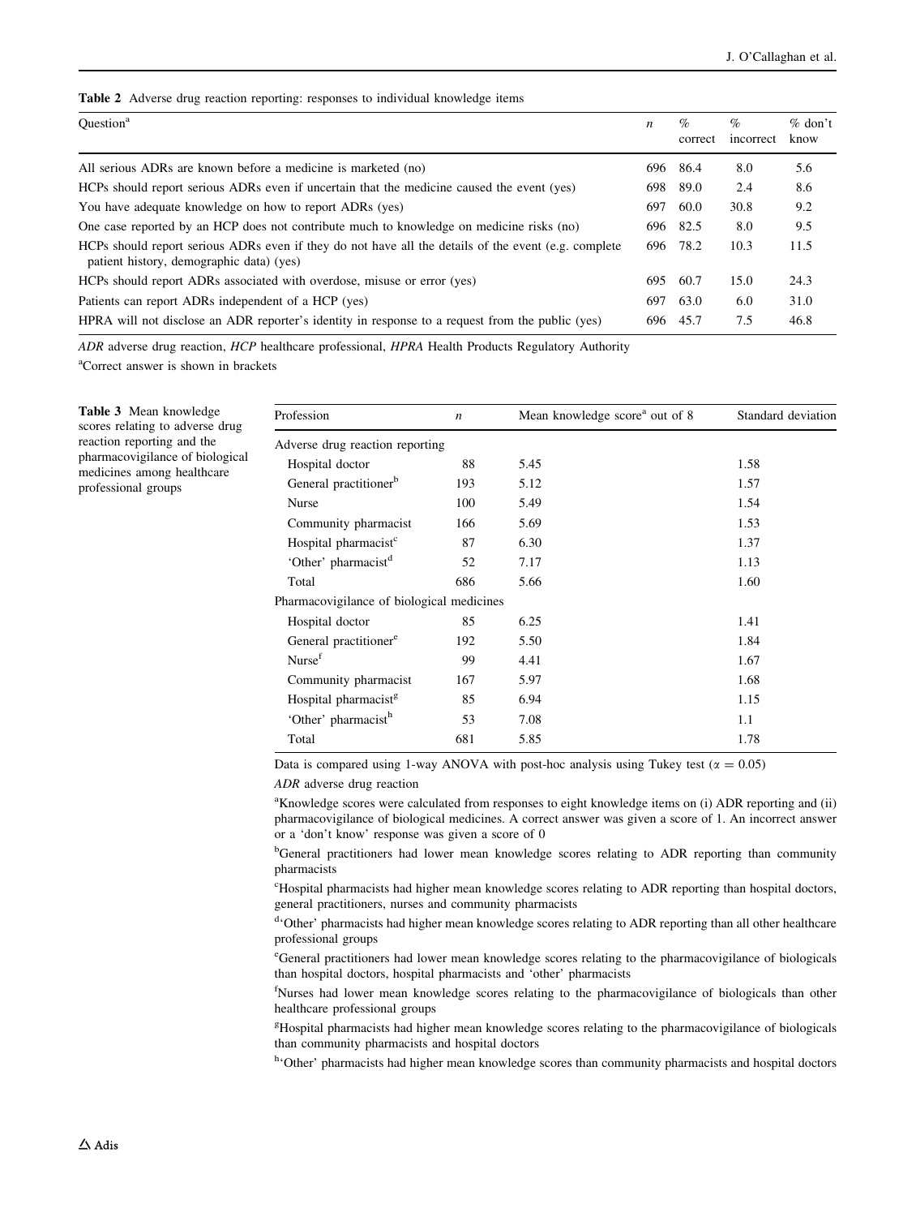**Table 2** Adverse drug reaction reporting: responses to individual knowledge items

| Question[a] | $n$ | % correct | % incorrect | % don't know |
|---|---|---|---|---|
| All serious ADRs are known before a medicine is marketed (no) | 696 | 86.4 | 8.0 | 5.6 |
| HCPs should report serious ADRs even if uncertain that the medicine caused the event (yes) | 698 | 89.0 | 2.4 | 8.6 |
| You have adequate knowledge on how to report ADRs (yes) | 697 | 60.0 | 30.8 | 9.2 |
| One case reported by an HCP does not contribute much to knowledge on medicine risks (no) | 696 | 82.5 | 8.0 | 9.5 |
| HCPs should report serious ADRs even if they do not have all the details of the event (e.g. complete patient history, demographic data) (yes) | 696 | 78.2 | 10.3 | 11.5 |
| HCPs should report ADRs associated with overdose, misuse or error (yes) | 695 | 60.7 | 15.0 | 24.3 |
| Patients can report ADRs independent of a HCP (yes) | 697 | 63.0 | 6.0 | 31.0 |
| HPRA will not disclose an ADR reporter's identity in response to a request from the public (yes) | 696 | 45.7 | 7.5 | 46.8 |

*ADR* adverse drug reaction, *HCP* healthcare professional, *HPRA* Health Products Regulatory Authority

[a]Correct answer is shown in brackets

**Table 3** Mean knowledge scores relating to adverse drug reaction reporting and the pharmacovigilance of biological medicines among healthcare professional groups

| Profession | $n$ | Mean knowledge score[a] out of 8 | Standard deviation |
|---|---|---|---|
| Adverse drug reaction reporting | | | |
| Hospital doctor | 88 | 5.45 | 1.58 |
| General practitioner[b] | 193 | 5.12 | 1.57 |
| Nurse | 100 | 5.49 | 1.54 |
| Community pharmacist | 166 | 5.69 | 1.53 |
| Hospital pharmacist[c] | 87 | 6.30 | 1.37 |
| 'Other' pharmacist[d] | 52 | 7.17 | 1.13 |
| Total | 686 | 5.66 | 1.60 |
| Pharmacovigilance of biological medicines | | | |
| Hospital doctor | 85 | 6.25 | 1.41 |
| General practitioner[e] | 192 | 5.50 | 1.84 |
| Nurse[f] | 99 | 4.41 | 1.67 |
| Community pharmacist | 167 | 5.97 | 1.68 |
| Hospital pharmacist[g] | 85 | 6.94 | 1.15 |
| 'Other' pharmacist[h] | 53 | 7.08 | 1.1 |
| Total | 681 | 5.85 | 1.78 |

Data is compared using 1-way ANOVA with post-hoc analysis using Tukey test ($\alpha = 0.05$)

*ADR* adverse drug reaction

[a]Knowledge scores were calculated from responses to eight knowledge items on (i) ADR reporting and (ii) pharmacovigilance of biological medicines. A correct answer was given a score of 1. An incorrect answer or a 'don't know' response was given a score of 0

[b]General practitioners had lower mean knowledge scores relating to ADR reporting than community pharmacists

[c]Hospital pharmacists had higher mean knowledge scores relating to ADR reporting than hospital doctors, general practitioners, nurses and community pharmacists

[d]'Other' pharmacists had higher mean knowledge scores relating to ADR reporting than all other healthcare professional groups

[e]General practitioners had lower mean knowledge scores relating to the pharmacovigilance of biologicals than hospital doctors, hospital pharmacists and 'other' pharmacists

[f]Nurses had lower mean knowledge scores relating to the pharmacovigilance of biologicals than other healthcare professional groups

[g]Hospital pharmacists had higher mean knowledge scores relating to the pharmacovigilance of biologicals than community pharmacists and hospital doctors

[h]'Other' pharmacists had higher mean knowledge scores than community pharmacists and hospital doctors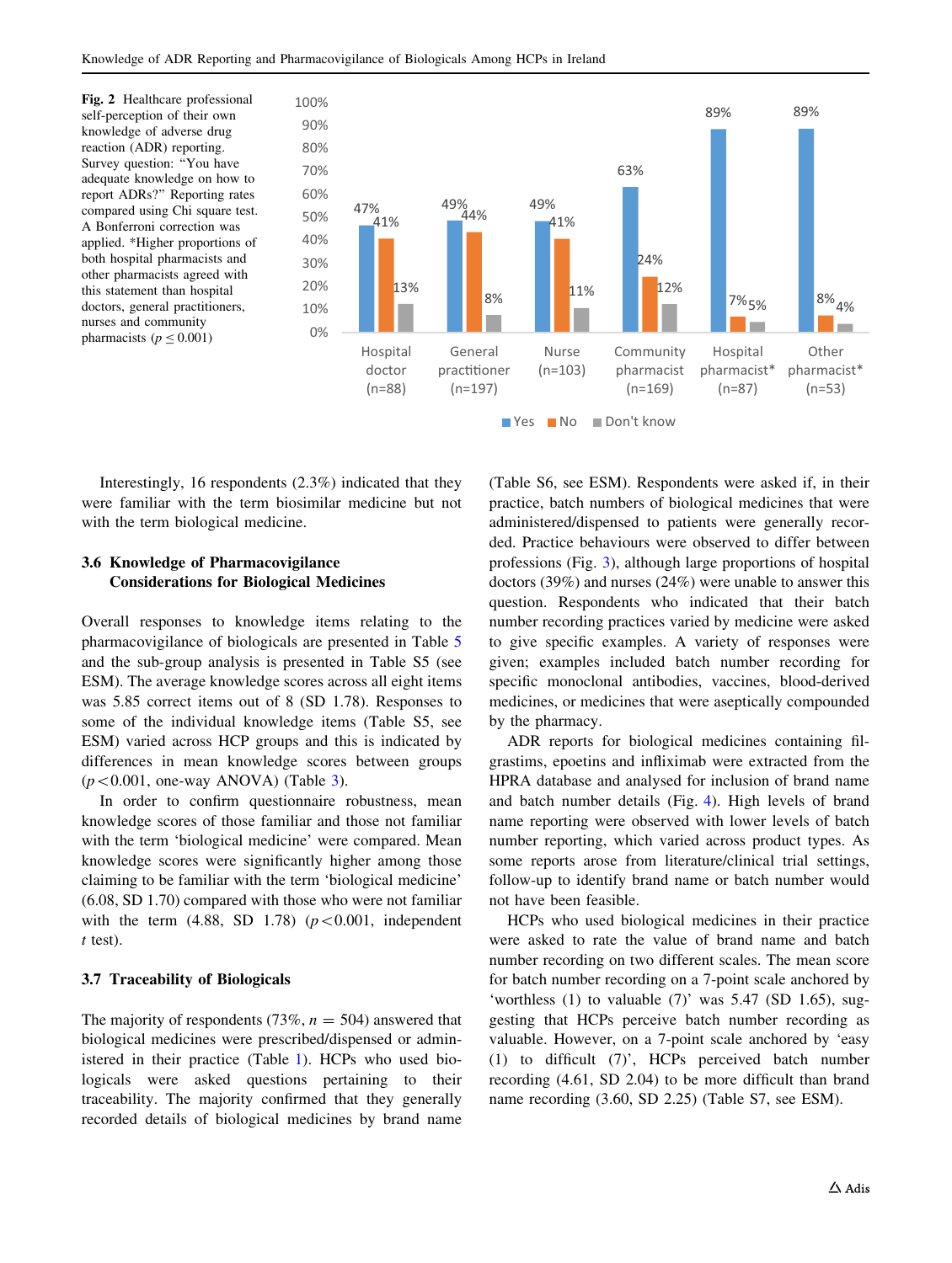**Fig. 2** Healthcare professional self-perception of their own knowledge of adverse drug reaction (ADR) reporting. Survey question: "You have adequate knowledge on how to report ADRs?" Reporting rates compared using Chi square test. A Bonferroni correction was applied. *Higher proportions of both hospital pharmacists and other pharmacists agreed with this statement than hospital doctors, general practitioners, nurses and community pharmacists ($p \leq 0.001$)

| | Hospital doctor (n=88) | General practitioner (n=197) | Nurse (n=103) | Community pharmacist (n=169) | Hospital pharmacist* (n=87) | Other pharmacist* (n=53) |
|---|---|---|---|---|---|---|
| Yes | 47% | 49% | 49% | 63% | 89% | 89% |
| No | 41% | 44% | 41% | 24% | 7% | 8% |
| Don't know | 13% | 8% | 11% | 12% | 5% | 4% |

Interestingly, 16 respondents (2.3%) indicated that they were familiar with the term biosimilar medicine but not with the term biological medicine.

### 3.6 Knowledge of Pharmacovigilance Considerations for Biological Medicines

Overall responses to knowledge items relating to the pharmacovigilance of biologicals are presented in Table 5 and the sub-group analysis is presented in Table S5 (see ESM). The average knowledge scores across all eight items was 5.85 correct items out of 8 (SD 1.78). Responses to some of the individual knowledge items (Table S5, see ESM) varied across HCP groups and this is indicated by differences in mean knowledge scores between groups ($p < 0.001$, one-way ANOVA) (Table 3).

In order to confirm questionnaire robustness, mean knowledge scores of those familiar and those not familiar with the term 'biological medicine' were compared. Mean knowledge scores were significantly higher among those claiming to be familiar with the term 'biological medicine' (6.08, SD 1.70) compared with those who were not familiar with the term (4.88, SD 1.78) ($p < 0.001$, independent *t* test).

### 3.7 Traceability of Biologicals

The majority of respondents (73%, $n = 504$) answered that biological medicines were prescribed/dispensed or administered in their practice (Table 1). HCPs who used biologicals were asked questions pertaining to their traceability. The majority confirmed that they generally recorded details of biological medicines by brand name (Table S6, see ESM). Respondents were asked if, in their practice, batch numbers of biological medicines that were administered/dispensed to patients were generally recorded. Practice behaviours were observed to differ between professions (Fig. 3), although large proportions of hospital doctors (39%) and nurses (24%) were unable to answer this question. Respondents who indicated that their batch number recording practices varied by medicine were asked to give specific examples. A variety of responses were given; examples included batch number recording for specific monoclonal antibodies, vaccines, blood-derived medicines, or medicines that were aseptically compounded by the pharmacy.

ADR reports for biological medicines containing filgrastims, epoetins and infliximab were extracted from the HPRA database and analysed for inclusion of brand name and batch number details (Fig. 4). High levels of brand name reporting were observed with lower levels of batch number reporting, which varied across product types. As some reports arose from literature/clinical trial settings, follow-up to identify brand name or batch number would not have been feasible.

HCPs who used biological medicines in their practice were asked to rate the value of brand name and batch number recording on two different scales. The mean score for batch number recording on a 7-point scale anchored by 'worthless (1) to valuable (7)' was 5.47 (SD 1.65), suggesting that HCPs perceive batch number recording as valuable. However, on a 7-point scale anchored by 'easy (1) to difficult (7)', HCPs perceived batch number recording (4.61, SD 2.04) to be more difficult than brand name recording (3.60, SD 2.25) (Table S7, see ESM).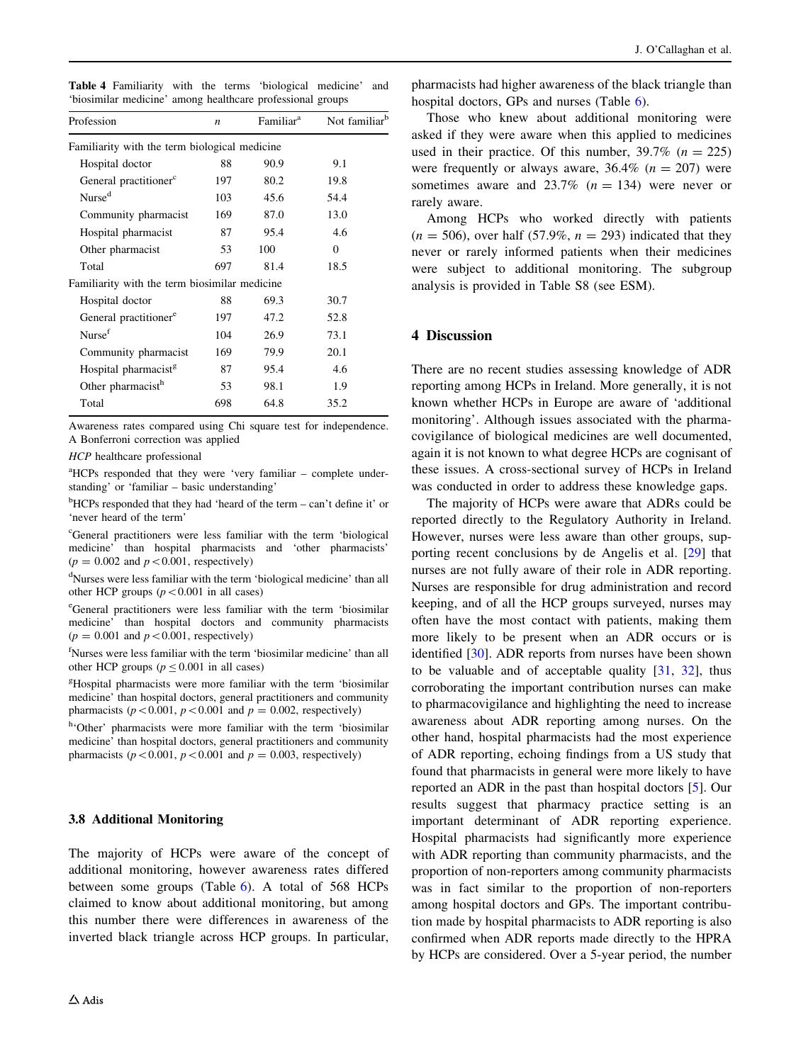**Table 4** Familiarity with the terms 'biological medicine' and 'biosimilar medicine' among healthcare professional groups

| Profession | n | Familiar[a] | Not familiar[b] |
|---|---|---|---|
| Familiarity with the term biological medicine | | | |
| Hospital doctor | 88 | 90.9 | 9.1 |
| General practitioner[c] | 197 | 80.2 | 19.8 |
| Nurse[d] | 103 | 45.6 | 54.4 |
| Community pharmacist | 169 | 87.0 | 13.0 |
| Hospital pharmacist | 87 | 95.4 | 4.6 |
| Other pharmacist | 53 | 100 | 0 |
| Total | 697 | 81.4 | 18.5 |
| Familiarity with the term biosimilar medicine | | | |
| Hospital doctor | 88 | 69.3 | 30.7 |
| General practitioner[e] | 197 | 47.2 | 52.8 |
| Nurse[f] | 104 | 26.9 | 73.1 |
| Community pharmacist | 169 | 79.9 | 20.1 |
| Hospital pharmacist[g] | 87 | 95.4 | 4.6 |
| Other pharmacist[h] | 53 | 98.1 | 1.9 |
| Total | 698 | 64.8 | 35.2 |

Awareness rates compared using Chi square test for independence. A Bonferroni correction was applied

*HCP* healthcare professional

[a]HCPs responded that they were 'very familiar – complete understanding' or 'familiar – basic understanding'

[b]HCPs responded that they had 'heard of the term – can't define it' or 'never heard of the term'

[c]General practitioners were less familiar with the term 'biological medicine' than hospital pharmacists and 'other pharmacists' ($p = 0.002$ and $p < 0.001$, respectively)

[d]Nurses were less familiar with the term 'biological medicine' than all other HCP groups ($p < 0.001$ in all cases)

[e]General practitioners were less familiar with the term 'biosimilar medicine' than hospital doctors and community pharmacists ($p = 0.001$ and $p < 0.001$, respectively)

[f]Nurses were less familiar with the term 'biosimilar medicine' than all other HCP groups ($p \leq 0.001$ in all cases)

[g]Hospital pharmacists were more familiar with the term 'biosimilar medicine' than hospital doctors, general practitioners and community pharmacists ($p < 0.001$, $p < 0.001$ and $p = 0.002$, respectively)

[h]'Other' pharmacists were more familiar with the term 'biosimilar medicine' than hospital doctors, general practitioners and community pharmacists ($p < 0.001$, $p < 0.001$ and $p = 0.003$, respectively)

### 3.8 Additional Monitoring

The majority of HCPs were aware of the concept of additional monitoring, however awareness rates differed between some groups (Table 6). A total of 568 HCPs claimed to know about additional monitoring, but among this number there were differences in awareness of the inverted black triangle across HCP groups. In particular, pharmacists had higher awareness of the black triangle than hospital doctors, GPs and nurses (Table 6).

Those who knew about additional monitoring were asked if they were aware when this applied to medicines used in their practice. Of this number, 39.7% ($n = 225$) were frequently or always aware, 36.4% ($n = 207$) were sometimes aware and 23.7% ($n = 134$) were never or rarely aware.

Among HCPs who worked directly with patients ($n = 506$), over half (57.9%, $n = 293$) indicated that they never or rarely informed patients when their medicines were subject to additional monitoring. The subgroup analysis is provided in Table S8 (see ESM).

## 4 Discussion

There are no recent studies assessing knowledge of ADR reporting among HCPs in Ireland. More generally, it is not known whether HCPs in Europe are aware of 'additional monitoring'. Although issues associated with the pharmacovigilance of biological medicines are well documented, again it is not known to what degree HCPs are cognisant of these issues. A cross-sectional survey of HCPs in Ireland was conducted in order to address these knowledge gaps.

The majority of HCPs were aware that ADRs could be reported directly to the Regulatory Authority in Ireland. However, nurses were less aware than other groups, supporting recent conclusions by de Angelis et al. [29] that nurses are not fully aware of their role in ADR reporting. Nurses are responsible for drug administration and record keeping, and of all the HCP groups surveyed, nurses may often have the most contact with patients, making them more likely to be present when an ADR occurs or is identified [30]. ADR reports from nurses have been shown to be valuable and of acceptable quality [31, 32], thus corroborating the important contribution nurses can make to pharmacovigilance and highlighting the need to increase awareness about ADR reporting among nurses. On the other hand, hospital pharmacists had the most experience of ADR reporting, echoing findings from a US study that found that pharmacists in general were more likely to have reported an ADR in the past than hospital doctors [5]. Our results suggest that pharmacy practice setting is an important determinant of ADR reporting experience. Hospital pharmacists had significantly more experience with ADR reporting than community pharmacists, and the proportion of non-reporters among community pharmacists was in fact similar to the proportion of non-reporters among hospital doctors and GPs. The important contribution made by hospital pharmacists to ADR reporting is also confirmed when ADR reports made directly to the HPRA by HCPs are considered. Over a 5-year period, the number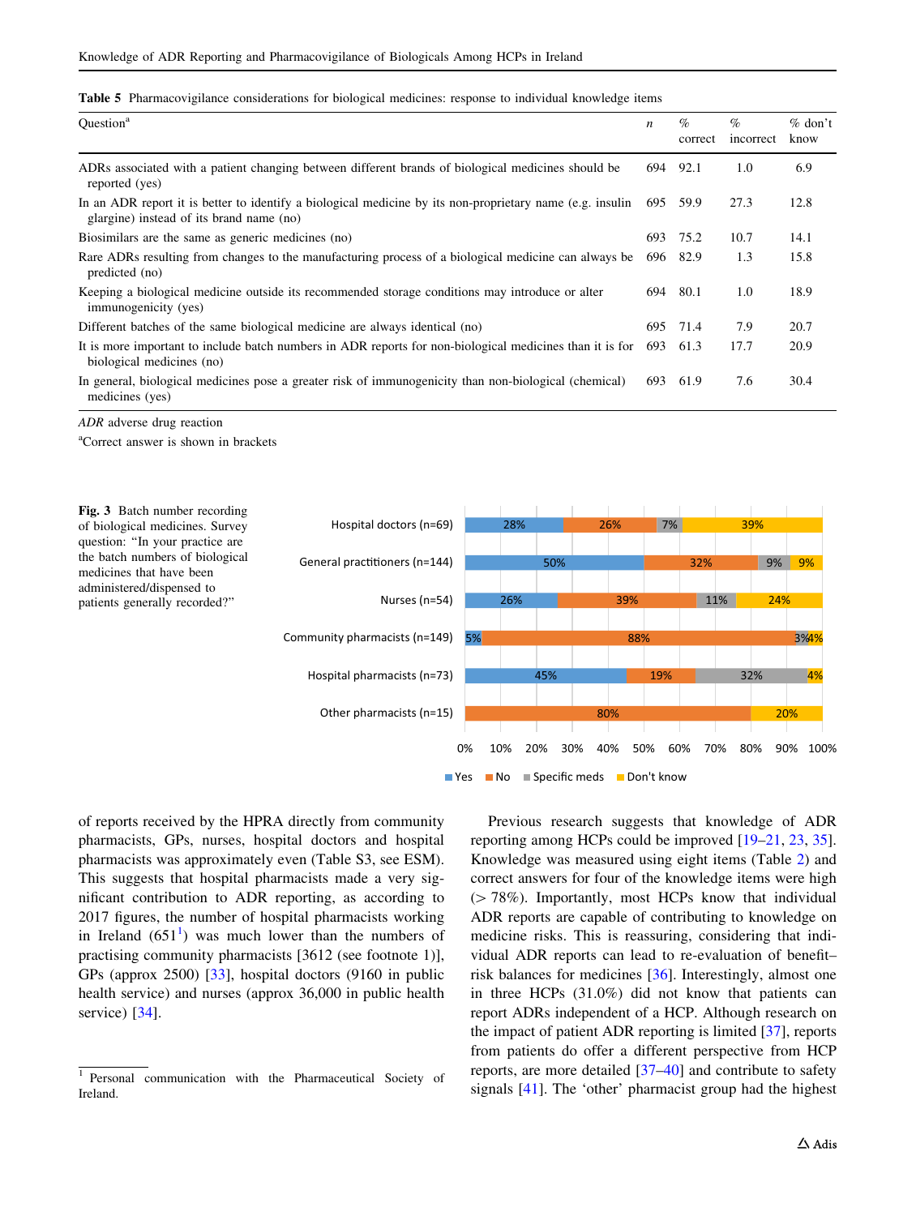**Table 5** Pharmacovigilance considerations for biological medicines: response to individual knowledge items

| Question[a] | n | % correct | % incorrect | % don't know |
|---|---|---|---|---|
| ADRs associated with a patient changing between different brands of biological medicines should be reported (yes) | 694 | 92.1 | 1.0 | 6.9 |
| In an ADR report it is better to identify a biological medicine by its non-proprietary name (e.g. insulin glargine) instead of its brand name (no) | 695 | 59.9 | 27.3 | 12.8 |
| Biosimilars are the same as generic medicines (no) | 693 | 75.2 | 10.7 | 14.1 |
| Rare ADRs resulting from changes to the manufacturing process of a biological medicine can always be predicted (no) | 696 | 82.9 | 1.3 | 15.8 |
| Keeping a biological medicine outside its recommended storage conditions may introduce or alter immunogenicity (yes) | 694 | 80.1 | 1.0 | 18.9 |
| Different batches of the same biological medicine are always identical (no) | 695 | 71.4 | 7.9 | 20.7 |
| It is more important to include batch numbers in ADR reports for non-biological medicines than it is for biological medicines (no) | 693 | 61.3 | 17.7 | 20.9 |
| In general, biological medicines pose a greater risk of immunogenicity than non-biological (chemical) medicines (yes) | 693 | 61.9 | 7.6 | 30.4 |

*ADR* adverse drug reaction

[a]Correct answer is shown in brackets

| | Yes | No | Specific meds | Don't know |
|---|---|---|---|---|
| Hospital doctors (n=69) | 28% | 26% | 7% | 39% |
| General practitioners (n=144) | 50% | 32% | 9% | 9% |
| Nurses (n=54) | 26% | 39% | 11% | 24% |
| Community pharmacists (n=149) | 5% | 88% | 3% | 4% |
| Hospital pharmacists (n=73) | 45% | 19% | 32% | 4% |
| Other pharmacists (n=15) | | 80% | | 20% |

**Fig. 3** Batch number recording of biological medicines. Survey question: "In your practice are the batch numbers of biological medicines that have been administered/dispensed to patients generally recorded?"

of reports received by the HPRA directly from community pharmacists, GPs, nurses, hospital doctors and hospital pharmacists was approximately even (Table S3, see ESM). This suggests that hospital pharmacists made a very significant contribution to ADR reporting, as according to 2017 figures, the number of hospital pharmacists working in Ireland (651[1]) was much lower than the numbers of practising community pharmacists [3612 (see footnote 1)], GPs (approx 2500) [33], hospital doctors (9160 in public health service) and nurses (approx 36,000 in public health service) [34].

[1] Personal communication with the Pharmaceutical Society of Ireland.

Previous research suggests that knowledge of ADR reporting among HCPs could be improved [19–21, 23, 35]. Knowledge was measured using eight items (Table 2) and correct answers for four of the knowledge items were high (> 78%). Importantly, most HCPs know that individual ADR reports are capable of contributing to knowledge on medicine risks. This is reassuring, considering that individual ADR reports can lead to re-evaluation of benefit–risk balances for medicines [36]. Interestingly, almost one in three HCPs (31.0%) did not know that patients can report ADRs independent of a HCP. Although research on the impact of patient ADR reporting is limited [37], reports from patients do offer a different perspective from HCP reports, are more detailed [37–40] and contribute to safety signals [41]. The 'other' pharmacist group had the highest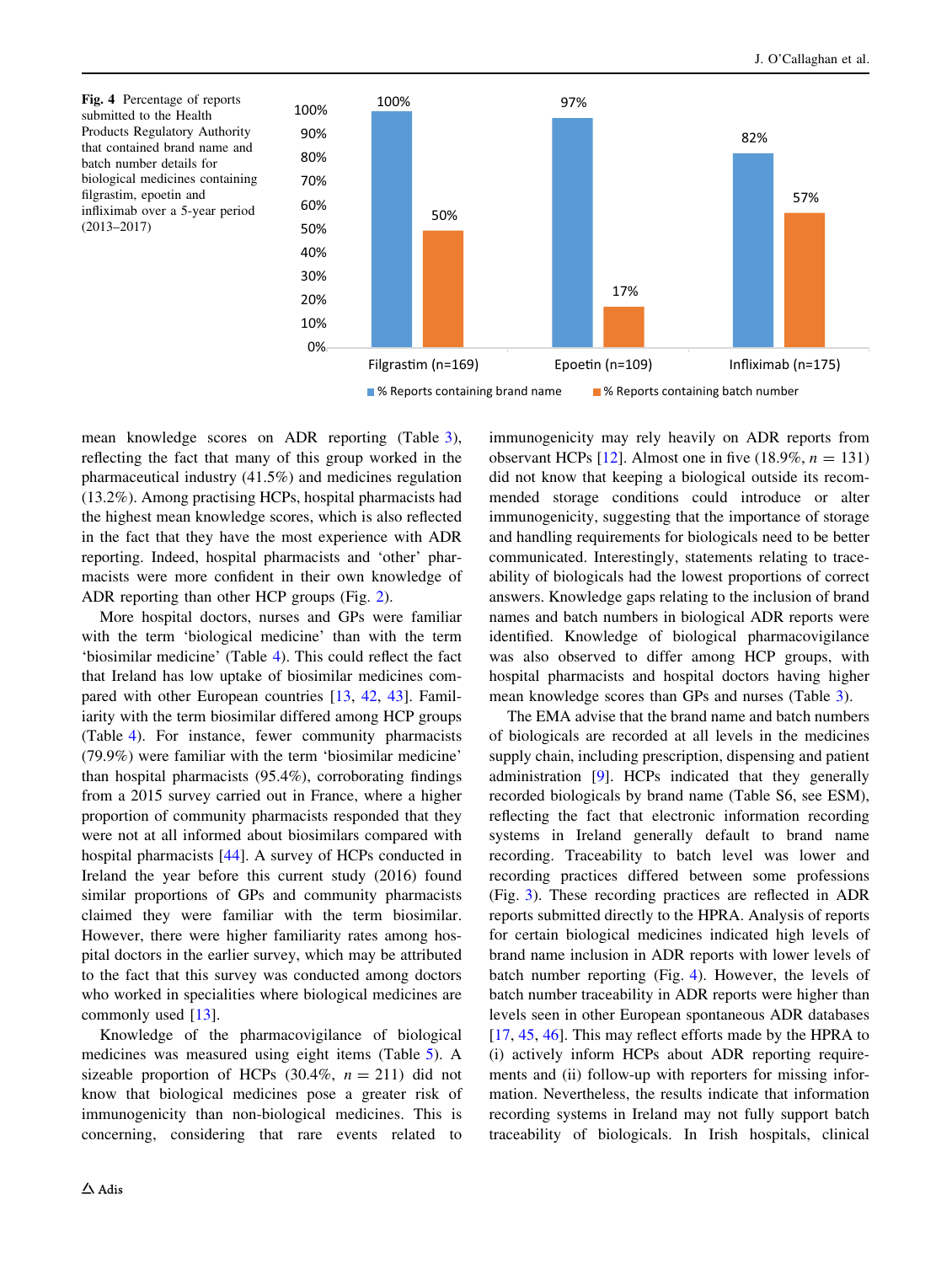**Fig. 4** Percentage of reports submitted to the Health Products Regulatory Authority that contained brand name and batch number details for biological medicines containing filgrastim, epoetin and infliximab over a 5-year period (2013–2017)

| | % Reports containing brand name | % Reports containing batch number |
|---|---|---|
| Filgrastim (n=169) | 100% | 50% |
| Epoetin (n=109) | 97% | 17% |
| Infliximab (n=175) | 82% | 57% |

mean knowledge scores on ADR reporting (Table 3), reflecting the fact that many of this group worked in the pharmaceutical industry (41.5%) and medicines regulation (13.2%). Among practising HCPs, hospital pharmacists had the highest mean knowledge scores, which is also reflected in the fact that they have the most experience with ADR reporting. Indeed, hospital pharmacists and 'other' pharmacists were more confident in their own knowledge of ADR reporting than other HCP groups (Fig. 2).

More hospital doctors, nurses and GPs were familiar with the term 'biological medicine' than with the term 'biosimilar medicine' (Table 4). This could reflect the fact that Ireland has low uptake of biosimilar medicines compared with other European countries [13, 42, 43]. Familiarity with the term biosimilar differed among HCP groups (Table 4). For instance, fewer community pharmacists (79.9%) were familiar with the term 'biosimilar medicine' than hospital pharmacists (95.4%), corroborating findings from a 2015 survey carried out in France, where a higher proportion of community pharmacists responded that they were not at all informed about biosimilars compared with hospital pharmacists [44]. A survey of HCPs conducted in Ireland the year before this current study (2016) found similar proportions of GPs and community pharmacists claimed they were familiar with the term biosimilar. However, there were higher familiarity rates among hospital doctors in the earlier survey, which may be attributed to the fact that this survey was conducted among doctors who worked in specialities where biological medicines are commonly used [13].

Knowledge of the pharmacovigilance of biological medicines was measured using eight items (Table 5). A sizeable proportion of HCPs (30.4%, $n = 211$) did not know that biological medicines pose a greater risk of immunogenicity than non-biological medicines. This is concerning, considering that rare events related to immunogenicity may rely heavily on ADR reports from observant HCPs [12]. Almost one in five (18.9%, $n = 131$) did not know that keeping a biological outside its recommended storage conditions could introduce or alter immunogenicity, suggesting that the importance of storage and handling requirements for biologicals need to be better communicated. Interestingly, statements relating to traceability of biologicals had the lowest proportions of correct answers. Knowledge gaps relating to the inclusion of brand names and batch numbers in biological ADR reports were identified. Knowledge of biological pharmacovigilance was also observed to differ among HCP groups, with hospital pharmacists and hospital doctors having higher mean knowledge scores than GPs and nurses (Table 3).

The EMA advise that the brand name and batch numbers of biologicals are recorded at all levels in the medicines supply chain, including prescription, dispensing and patient administration [9]. HCPs indicated that they generally recorded biologicals by brand name (Table S6, see ESM), reflecting the fact that electronic information recording systems in Ireland generally default to brand name recording. Traceability to batch level was lower and recording practices differed between some professions (Fig. 3). These recording practices are reflected in ADR reports submitted directly to the HPRA. Analysis of reports for certain biological medicines indicated high levels of brand name inclusion in ADR reports with lower levels of batch number reporting (Fig. 4). However, the levels of batch number traceability in ADR reports were higher than levels seen in other European spontaneous ADR databases [17, 45, 46]. This may reflect efforts made by the HPRA to (i) actively inform HCPs about ADR reporting requirements and (ii) follow-up with reporters for missing information. Nevertheless, the results indicate that information recording systems in Ireland may not fully support batch traceability of biologicals. In Irish hospitals, clinical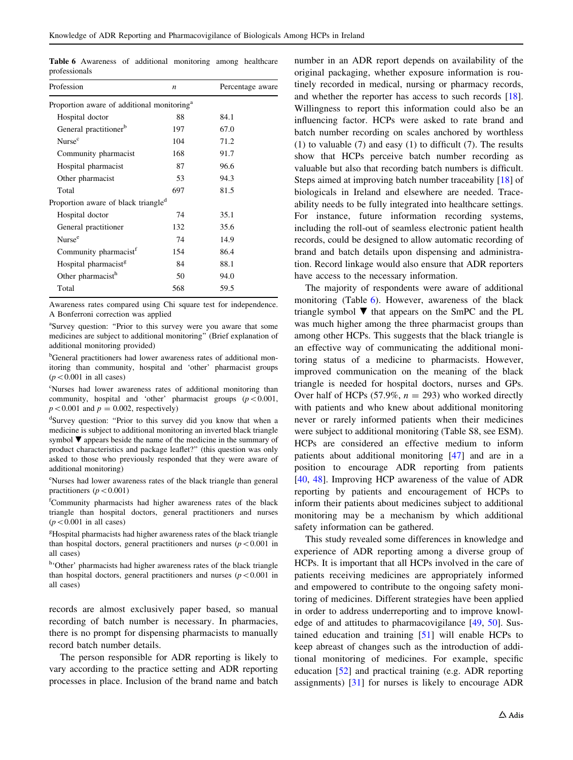Table 6 Awareness of additional monitoring among healthcare professionals

| Profession | n | Percentage aware |
|---|---|---|
| Proportion aware of additional monitoring[a] | | |
| Hospital doctor | 88 | 84.1 |
| General practitioner[b] | 197 | 67.0 |
| Nurse[c] | 104 | 71.2 |
| Community pharmacist | 168 | 91.7 |
| Hospital pharmacist | 87 | 96.6 |
| Other pharmacist | 53 | 94.3 |
| Total | 697 | 81.5 |
| Proportion aware of black triangle[d] | | |
| Hospital doctor | 74 | 35.1 |
| General practitioner | 132 | 35.6 |
| Nurse[e] | 74 | 14.9 |
| Community pharmacist[f] | 154 | 86.4 |
| Hospital pharmacist[g] | 84 | 88.1 |
| Other pharmacist[h] | 50 | 94.0 |
| Total | 568 | 59.5 |

Awareness rates compared using Chi square test for independence. A Bonferroni correction was applied

[a]Survey question: "Prior to this survey were you aware that some medicines are subject to additional monitoring" (Brief explanation of additional monitoring provided)

[b]General practitioners had lower awareness rates of additional monitoring than community, hospital and 'other' pharmacist groups ($p < 0.001$ in all cases)

[c]Nurses had lower awareness rates of additional monitoring than community, hospital and 'other' pharmacist groups ($p < 0.001$, $p < 0.001$ and $p = 0.002$, respectively)

[d]Survey question: "Prior to this survey did you know that when a medicine is subject to additional monitoring an inverted black triangle symbol ▼ appears beside the name of the medicine in the summary of product characteristics and package leaflet?" (this question was only asked to those who previously responded that they were aware of additional monitoring)

[e]Nurses had lower awareness rates of the black triangle than general practitioners ($p < 0.001$)

[f]Community pharmacists had higher awareness rates of the black triangle than hospital doctors, general practitioners and nurses ($p < 0.001$ in all cases)

[g]Hospital pharmacists had higher awareness rates of the black triangle than hospital doctors, general practitioners and nurses ($p < 0.001$ in all cases)

[h]'Other' pharmacists had higher awareness rates of the black triangle than hospital doctors, general practitioners and nurses ($p < 0.001$ in all cases)

records are almost exclusively paper based, so manual recording of batch number is necessary. In pharmacies, there is no prompt for dispensing pharmacists to manually record batch number details.

The person responsible for ADR reporting is likely to vary according to the practice setting and ADR reporting processes in place. Inclusion of the brand name and batch number in an ADR report depends on availability of the original packaging, whether exposure information is routinely recorded in medical, nursing or pharmacy records, and whether the reporter has access to such records [18]. Willingness to report this information could also be an influencing factor. HCPs were asked to rate brand and batch number recording on scales anchored by worthless (1) to valuable (7) and easy (1) to difficult (7). The results show that HCPs perceive batch number recording as valuable but also that recording batch numbers is difficult. Steps aimed at improving batch number traceability [18] of biologicals in Ireland and elsewhere are needed. Traceability needs to be fully integrated into healthcare settings. For instance, future information recording systems, including the roll-out of seamless electronic patient health records, could be designed to allow automatic recording of brand and batch details upon dispensing and administration. Record linkage would also ensure that ADR reporters have access to the necessary information.

The majority of respondents were aware of additional monitoring (Table 6). However, awareness of the black triangle symbol ▼ that appears on the SmPC and the PL was much higher among the three pharmacist groups than among other HCPs. This suggests that the black triangle is an effective way of communicating the additional monitoring status of a medicine to pharmacists. However, improved communication on the meaning of the black triangle is needed for hospital doctors, nurses and GPs. Over half of HCPs (57.9%, $n = 293$) who worked directly with patients and who knew about additional monitoring never or rarely informed patients when their medicines were subject to additional monitoring (Table S8, see ESM). HCPs are considered an effective medium to inform patients about additional monitoring [47] and are in a position to encourage ADR reporting from patients [40, 48]. Improving HCP awareness of the value of ADR reporting by patients and encouragement of HCPs to inform their patients about medicines subject to additional monitoring may be a mechanism by which additional safety information can be gathered.

This study revealed some differences in knowledge and experience of ADR reporting among a diverse group of HCPs. It is important that all HCPs involved in the care of patients receiving medicines are appropriately informed and empowered to contribute to the ongoing safety monitoring of medicines. Different strategies have been applied in order to address underreporting and to improve knowledge of and attitudes to pharmacovigilance [49, 50]. Sustained education and training [51] will enable HCPs to keep abreast of changes such as the introduction of additional monitoring of medicines. For example, specific education [52] and practical training (e.g. ADR reporting assignments) [31] for nurses is likely to encourage ADR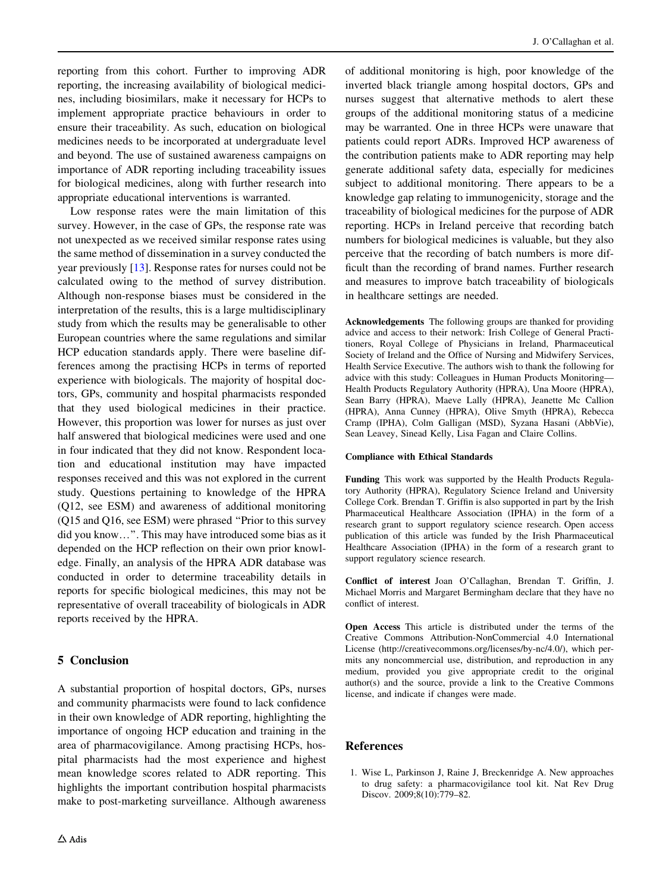reporting from this cohort. Further to improving ADR reporting, the increasing availability of biological medicines, including biosimilars, make it necessary for HCPs to implement appropriate practice behaviours in order to ensure their traceability. As such, education on biological medicines needs to be incorporated at undergraduate level and beyond. The use of sustained awareness campaigns on importance of ADR reporting including traceability issues for biological medicines, along with further research into appropriate educational interventions is warranted.

Low response rates were the main limitation of this survey. However, in the case of GPs, the response rate was not unexpected as we received similar response rates using the same method of dissemination in a survey conducted the year previously [13]. Response rates for nurses could not be calculated owing to the method of survey distribution. Although non-response biases must be considered in the interpretation of the results, this is a large multidisciplinary study from which the results may be generalisable to other European countries where the same regulations and similar HCP education standards apply. There were baseline differences among the practising HCPs in terms of reported experience with biologicals. The majority of hospital doctors, GPs, community and hospital pharmacists responded that they used biological medicines in their practice. However, this proportion was lower for nurses as just over half answered that biological medicines were used and one in four indicated that they did not know. Respondent location and educational institution may have impacted responses received and this was not explored in the current study. Questions pertaining to knowledge of the HPRA (Q12, see ESM) and awareness of additional monitoring (Q15 and Q16, see ESM) were phrased "Prior to this survey did you know…". This may have introduced some bias as it depended on the HCP reflection on their own prior knowledge. Finally, an analysis of the HPRA ADR database was conducted in order to determine traceability details in reports for specific biological medicines, this may not be representative of overall traceability of biologicals in ADR reports received by the HPRA.

## 5 Conclusion

A substantial proportion of hospital doctors, GPs, nurses and community pharmacists were found to lack confidence in their own knowledge of ADR reporting, highlighting the importance of ongoing HCP education and training in the area of pharmacovigilance. Among practising HCPs, hospital pharmacists had the most experience and highest mean knowledge scores related to ADR reporting. This highlights the important contribution hospital pharmacists make to post-marketing surveillance. Although awareness of additional monitoring is high, poor knowledge of the inverted black triangle among hospital doctors, GPs and nurses suggest that alternative methods to alert these groups of the additional monitoring status of a medicine may be warranted. One in three HCPs were unaware that patients could report ADRs. Improved HCP awareness of the contribution patients make to ADR reporting may help generate additional safety data, especially for medicines subject to additional monitoring. There appears to be a knowledge gap relating to immunogenicity, storage and the traceability of biological medicines for the purpose of ADR reporting. HCPs in Ireland perceive that recording batch numbers for biological medicines is valuable, but they also perceive that the recording of batch numbers is more difficult than the recording of brand names. Further research and measures to improve batch traceability of biologicals in healthcare settings are needed.

**Acknowledgements** The following groups are thanked for providing advice and access to their network: Irish College of General Practitioners, Royal College of Physicians in Ireland, Pharmaceutical Society of Ireland and the Office of Nursing and Midwifery Services, Health Service Executive. The authors wish to thank the following for advice with this study: Colleagues in Human Products Monitoring—Health Products Regulatory Authority (HPRA), Una Moore (HPRA), Sean Barry (HPRA), Maeve Lally (HPRA), Jeanette Mc Callion (HPRA), Anna Cunney (HPRA), Olive Smyth (HPRA), Rebecca Cramp (IPHA), Colm Galligan (MSD), Syzana Hasani (AbbVie), Sean Leavey, Sinead Kelly, Lisa Fagan and Claire Collins.

**Compliance with Ethical Standards**

**Funding** This work was supported by the Health Products Regulatory Authority (HPRA), Regulatory Science Ireland and University College Cork. Brendan T. Griffin is also supported in part by the Irish Pharmaceutical Healthcare Association (IPHA) in the form of a research grant to support regulatory science research. Open access publication of this article was funded by the Irish Pharmaceutical Healthcare Association (IPHA) in the form of a research grant to support regulatory science research.

**Conflict of interest** Joan O'Callaghan, Brendan T. Griffin, J. Michael Morris and Margaret Bermingham declare that they have no conflict of interest.

**Open Access** This article is distributed under the terms of the Creative Commons Attribution-NonCommercial 4.0 International License (http://creativecommons.org/licenses/by-nc/4.0/), which permits any noncommercial use, distribution, and reproduction in any medium, provided you give appropriate credit to the original author(s) and the source, provide a link to the Creative Commons license, and indicate if changes were made.

## References

1. Wise L, Parkinson J, Raine J, Breckenridge A. New approaches to drug safety: a pharmacovigilance tool kit. Nat Rev Drug Discov. 2009;8(10):779–82.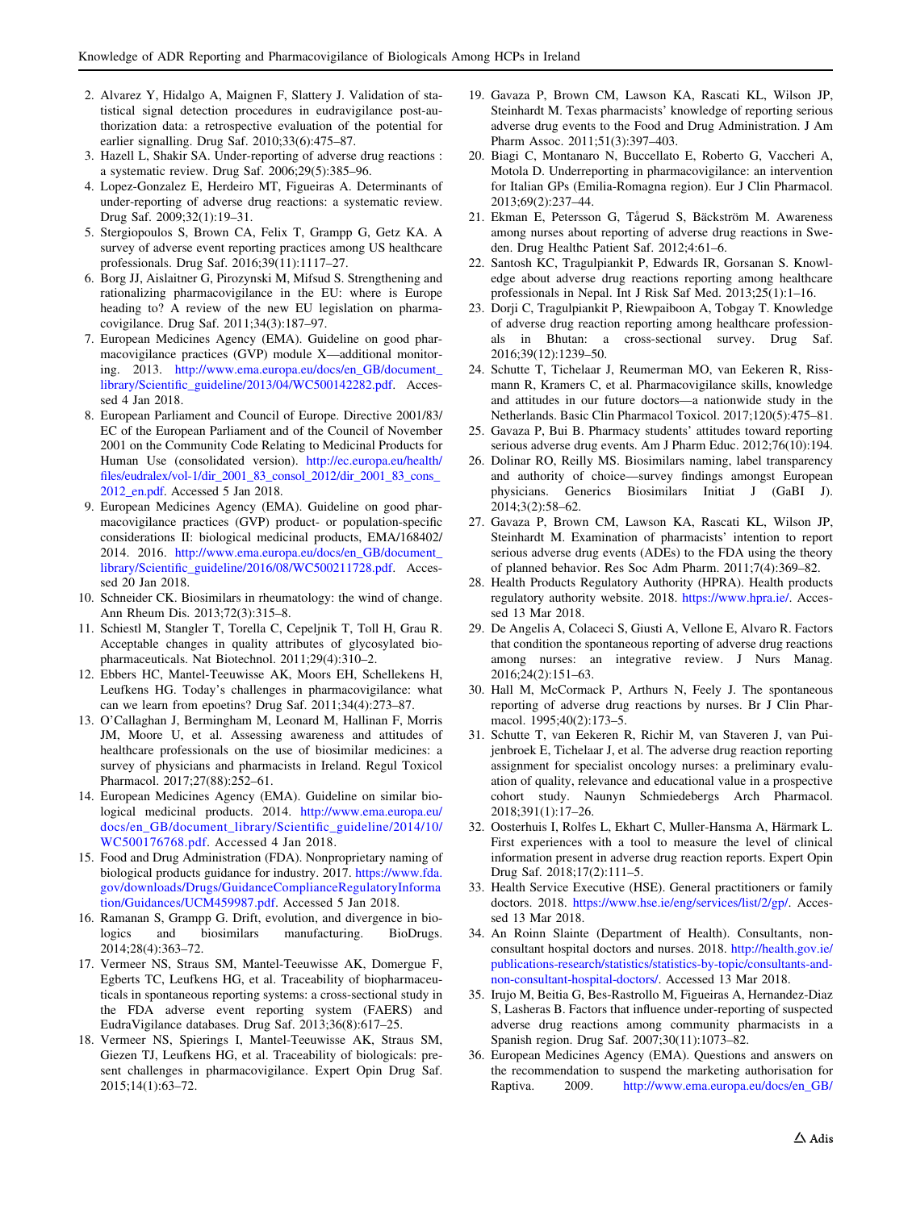2. Alvarez Y, Hidalgo A, Maignen F, Slattery J. Validation of statistical signal detection procedures in eudravigilance post-authorization data: a retrospective evaluation of the potential for earlier signalling. Drug Saf. 2010;33(6):475–87.
3. Hazell L, Shakir SA. Under-reporting of adverse drug reactions : a systematic review. Drug Saf. 2006;29(5):385–96.
4. Lopez-Gonzalez E, Herdeiro MT, Figueiras A. Determinants of under-reporting of adverse drug reactions: a systematic review. Drug Saf. 2009;32(1):19–31.
5. Stergiopoulos S, Brown CA, Felix T, Grampp G, Getz KA. A survey of adverse event reporting practices among US healthcare professionals. Drug Saf. 2016;39(11):1117–27.
6. Borg JJ, Aislaitner G, Pirozynski M, Mifsud S. Strengthening and rationalizing pharmacovigilance in the EU: where is Europe heading to? A review of the new EU legislation on pharmacovigilance. Drug Saf. 2011;34(3):187–97.
7. European Medicines Agency (EMA). Guideline on good pharmacovigilance practices (GVP) module X—additional monitoring. 2013. http://www.ema.europa.eu/docs/en_GB/document_library/Scientific_guideline/2013/04/WC500142282.pdf. Accessed 4 Jan 2018.
8. European Parliament and Council of Europe. Directive 2001/83/EC of the European Parliament and of the Council of November 2001 on the Community Code Relating to Medicinal Products for Human Use (consolidated version). http://ec.europa.eu/health/files/eudralex/vol-1/dir_2001_83_consol_2012/dir_2001_83_cons_2012_en.pdf. Accessed 5 Jan 2018.
9. European Medicines Agency (EMA). Guideline on good pharmacovigilance practices (GVP) product- or population-specific considerations II: biological medicinal products, EMA/168402/2014. 2016. http://www.ema.europa.eu/docs/en_GB/document_library/Scientific_guideline/2016/08/WC500211728.pdf. Accessed 20 Jan 2018.
10. Schneider CK. Biosimilars in rheumatology: the wind of change. Ann Rheum Dis. 2013;72(3):315–8.
11. Schiestl M, Stangler T, Torella C, Cepeljnik T, Toll H, Grau R. Acceptable changes in quality attributes of glycosylated biopharmaceuticals. Nat Biotechnol. 2011;29(4):310–2.
12. Ebbers HC, Mantel-Teeuwisse AK, Moors EH, Schellekens H, Leufkens HG. Today's challenges in pharmacovigilance: what can we learn from epoetins? Drug Saf. 2011;34(4):273–87.
13. O'Callaghan J, Bermingham M, Leonard M, Hallinan F, Morris JM, Moore U, et al. Assessing awareness and attitudes of healthcare professionals on the use of biosimilar medicines: a survey of physicians and pharmacists in Ireland. Regul Toxicol Pharmacol. 2017;27(88):252–61.
14. European Medicines Agency (EMA). Guideline on similar biological medicinal products. 2014. http://www.ema.europa.eu/docs/en_GB/document_library/Scientific_guideline/2014/10/WC500176768.pdf. Accessed 4 Jan 2018.
15. Food and Drug Administration (FDA). Nonproprietary naming of biological products guidance for industry. 2017. https://www.fda.gov/downloads/Drugs/GuidanceComplianceRegulatoryInformation/Guidances/UCM459987.pdf. Accessed 5 Jan 2018.
16. Ramanan S, Grampp G. Drift, evolution, and divergence in biologics and biosimilars manufacturing. BioDrugs. 2014;28(4):363–72.
17. Vermeer NS, Straus SM, Mantel-Teeuwisse AK, Domergue F, Egberts TC, Leufkens HG, et al. Traceability of biopharmaceuticals in spontaneous reporting systems: a cross-sectional study in the FDA adverse event reporting system (FAERS) and EudraVigilance databases. Drug Saf. 2013;36(8):617–25.
18. Vermeer NS, Spierings I, Mantel-Teeuwisse AK, Straus SM, Giezen TJ, Leufkens HG, et al. Traceability of biologicals: present challenges in pharmacovigilance. Expert Opin Drug Saf. 2015;14(1):63–72.
19. Gavaza P, Brown CM, Lawson KA, Rascati KL, Wilson JP, Steinhardt M. Texas pharmacists' knowledge of reporting serious adverse drug events to the Food and Drug Administration. J Am Pharm Assoc. 2011;51(3):397–403.
20. Biagi C, Montanaro N, Buccellato E, Roberto G, Vaccheri A, Motola D. Underreporting in pharmacovigilance: an intervention for Italian GPs (Emilia-Romagna region). Eur J Clin Pharmacol. 2013;69(2):237–44.
21. Ekman E, Petersson G, Tågerud S, Bäckström M. Awareness among nurses about reporting of adverse drug reactions in Sweden. Drug Healthc Patient Saf. 2012;4:61–6.
22. Santosh KC, Tragulpiankit P, Edwards IR, Gorsanan S. Knowledge about adverse drug reactions reporting among healthcare professionals in Nepal. Int J Risk Saf Med. 2013;25(1):1–16.
23. Dorji C, Tragulpiankit P, Riewpaiboon A, Tobgay T. Knowledge of adverse drug reaction reporting among healthcare professionals in Bhutan: a cross-sectional survey. Drug Saf. 2016;39(12):1239–50.
24. Schutte T, Tichelaar J, Reumerman MO, van Eekeren R, Rissmann R, Kramers C, et al. Pharmacovigilance skills, knowledge and attitudes in our future doctors—a nationwide study in the Netherlands. Basic Clin Pharmacol Toxicol. 2017;120(5):475–81.
25. Gavaza P, Bui B. Pharmacy students' attitudes toward reporting serious adverse drug events. Am J Pharm Educ. 2012;76(10):194.
26. Dolinar RO, Reilly MS. Biosimilars naming, label transparency and authority of choice—survey findings amongst European physicians. Generics Biosimilars Initiat J (GaBI J). 2014;3(2):58–62.
27. Gavaza P, Brown CM, Lawson KA, Rascati KL, Wilson JP, Steinhardt M. Examination of pharmacists' intention to report serious adverse drug events (ADEs) to the FDA using the theory of planned behavior. Res Soc Adm Pharm. 2011;7(4):369–82.
28. Health Products Regulatory Authority (HPRA). Health products regulatory authority website. 2018. https://www.hpra.ie/. Accessed 13 Mar 2018.
29. De Angelis A, Colaceci S, Giusti A, Vellone E, Alvaro R. Factors that condition the spontaneous reporting of adverse drug reactions among nurses: an integrative review. J Nurs Manag. 2016;24(2):151–63.
30. Hall M, McCormack P, Arthurs N, Feely J. The spontaneous reporting of adverse drug reactions by nurses. Br J Clin Pharmacol. 1995;40(2):173–5.
31. Schutte T, van Eekeren R, Richir M, van Staveren J, van Puijenbroek E, Tichelaar J, et al. The adverse drug reaction reporting assignment for specialist oncology nurses: a preliminary evaluation of quality, relevance and educational value in a prospective cohort study. Naunyn Schmiedebergs Arch Pharmacol. 2018;391(1):17–26.
32. Oosterhuis I, Rolfes L, Ekhart C, Muller-Hansma A, Härmark L. First experiences with a tool to measure the level of clinical information present in adverse drug reaction reports. Expert Opin Drug Saf. 2018;17(2):111–5.
33. Health Service Executive (HSE). General practitioners or family doctors. 2018. https://www.hse.ie/eng/services/list/2/gp/. Accessed 13 Mar 2018.
34. An Roinn Slainte (Department of Health). Consultants, non-consultant hospital doctors and nurses. 2018. http://health.gov.ie/publications-research/statistics/statistics-by-topic/consultants-and-non-consultant-hospital-doctors/. Accessed 13 Mar 2018.
35. Irujo M, Beitia G, Bes-Rastrollo M, Figueiras A, Hernandez-Diaz S, Lasheras B. Factors that influence under-reporting of suspected adverse drug reactions among community pharmacists in a Spanish region. Drug Saf. 2007;30(11):1073–82.
36. European Medicines Agency (EMA). Questions and answers on the recommendation to suspend the marketing authorisation for Raptiva. 2009. http://www.ema.europa.eu/docs/en_GB/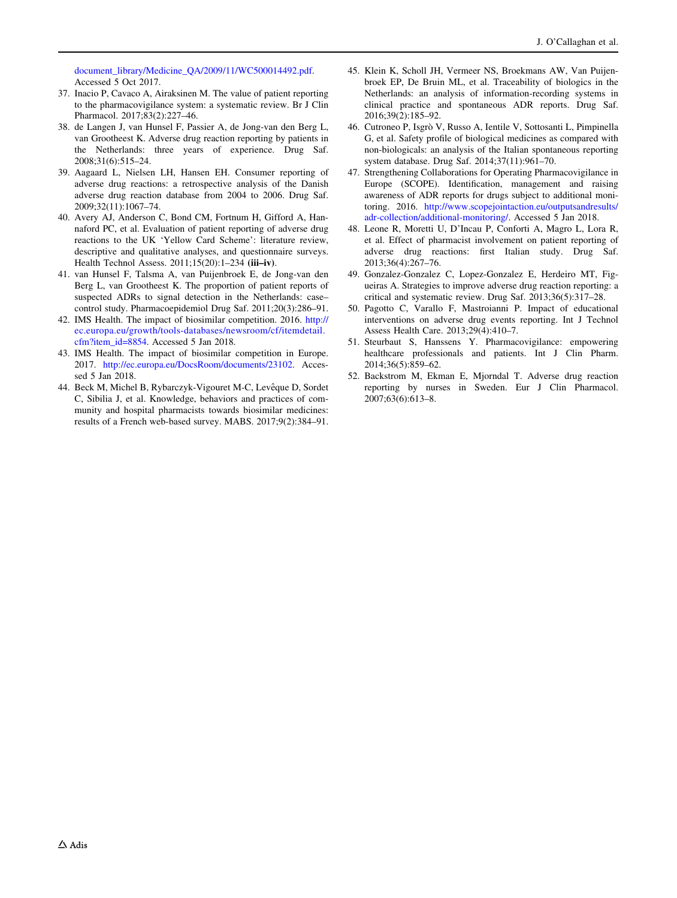document_library/Medicine_QA/2009/11/WC500014492.pdf. Accessed 5 Oct 2017.

37. Inacio P, Cavaco A, Airaksinen M. The value of patient reporting to the pharmacovigilance system: a systematic review. Br J Clin Pharmacol. 2017;83(2):227–46.
38. de Langen J, van Hunsel F, Passier A, de Jong-van den Berg L, van Grootheest K. Adverse drug reaction reporting by patients in the Netherlands: three years of experience. Drug Saf. 2008;31(6):515–24.
39. Aagaard L, Nielsen LH, Hansen EH. Consumer reporting of adverse drug reactions: a retrospective analysis of the Danish adverse drug reaction database from 2004 to 2006. Drug Saf. 2009;32(11):1067–74.
40. Avery AJ, Anderson C, Bond CM, Fortnum H, Gifford A, Hannaford PC, et al. Evaluation of patient reporting of adverse drug reactions to the UK 'Yellow Card Scheme': literature review, descriptive and qualitative analyses, and questionnaire surveys. Health Technol Assess. 2011;15(20):1–234 **(iii–iv)**.
41. van Hunsel F, Talsma A, van Puijenbroek E, de Jong-van den Berg L, van Grootheest K. The proportion of patient reports of suspected ADRs to signal detection in the Netherlands: case–control study. Pharmacoepidemiol Drug Saf. 2011;20(3):286–91.
42. IMS Health. The impact of biosimilar competition. 2016. http://ec.europa.eu/growth/tools-databases/newsroom/cf/itemdetail.cfm?item_id=8854. Accessed 5 Jan 2018.
43. IMS Health. The impact of biosimilar competition in Europe. 2017. http://ec.europa.eu/DocsRoom/documents/23102. Accessed 5 Jan 2018.
44. Beck M, Michel B, Rybarczyk-Vigouret M-C, Levêque D, Sordet C, Sibilia J, et al. Knowledge, behaviors and practices of community and hospital pharmacists towards biosimilar medicines: results of a French web-based survey. MABS. 2017;9(2):384–91.
45. Klein K, Scholl JH, Vermeer NS, Broekmans AW, Van Puijenbroek EP, De Bruin ML, et al. Traceability of biologics in the Netherlands: an analysis of information-recording systems in clinical practice and spontaneous ADR reports. Drug Saf. 2016;39(2):185–92.
46. Cutroneo P, Isgrò V, Russo A, Ientile V, Sottosanti L, Pimpinella G, et al. Safety profile of biological medicines as compared with non-biologicals: an analysis of the Italian spontaneous reporting system database. Drug Saf. 2014;37(11):961–70.
47. Strengthening Collaborations for Operating Pharmacovigilance in Europe (SCOPE). Identification, management and raising awareness of ADR reports for drugs subject to additional monitoring. 2016. http://www.scopejointaction.eu/outputsandresults/adr-collection/additional-monitoring/. Accessed 5 Jan 2018.
48. Leone R, Moretti U, D'Incau P, Conforti A, Magro L, Lora R, et al. Effect of pharmacist involvement on patient reporting of adverse drug reactions: first Italian study. Drug Saf. 2013;36(4):267–76.
49. Gonzalez-Gonzalez C, Lopez-Gonzalez E, Herdeiro MT, Figueiras A. Strategies to improve adverse drug reaction reporting: a critical and systematic review. Drug Saf. 2013;36(5):317–28.
50. Pagotto C, Varallo F, Mastroianni P. Impact of educational interventions on adverse drug events reporting. Int J Technol Assess Health Care. 2013;29(4):410–7.
51. Steurbaut S, Hanssens Y. Pharmacovigilance: empowering healthcare professionals and patients. Int J Clin Pharm. 2014;36(5):859–62.
52. Backstrom M, Ekman E, Mjorndal T. Adverse drug reaction reporting by nurses in Sweden. Eur J Clin Pharmacol. 2007;63(6):613–8.